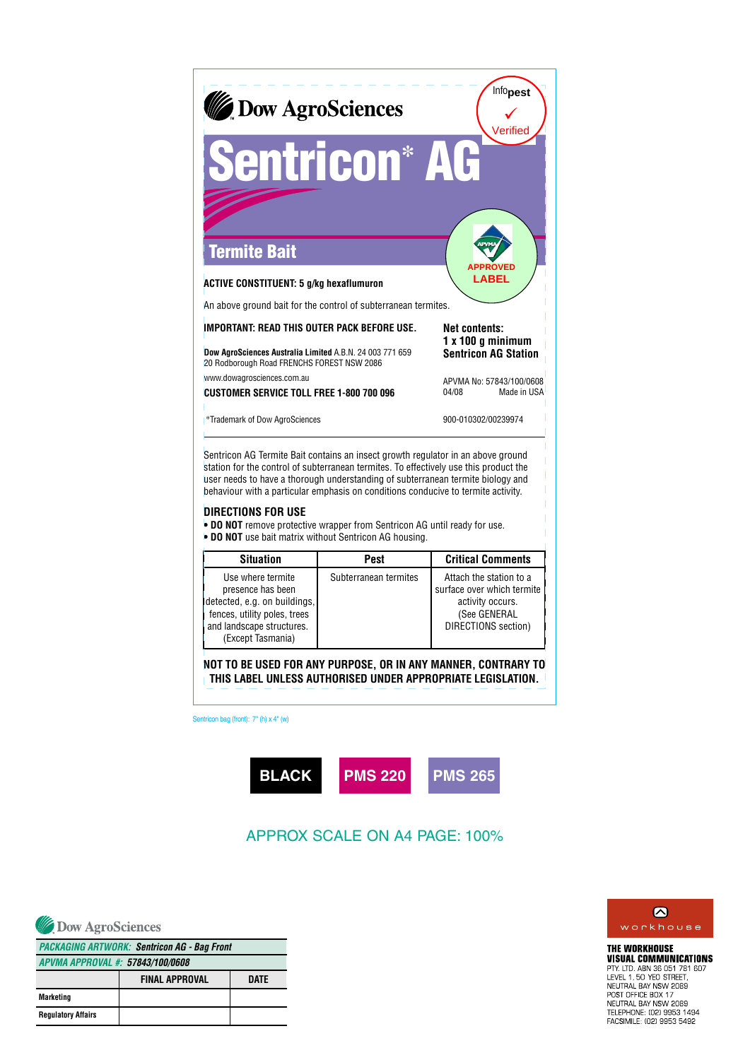Dow AgroSciences

Infopest ✓ Verified

# Sentricon* AG

## Termite Bait

APVMA APPROVED LABEL

**ACTIVE CONSTITUENT: 5 g/kg hexaflumuron**

An above ground bait for the control of subterranean termites.

**IMPORTANT: READ THIS OUTER PACK BEFORE USE.**

**Net contents:**
**1 x 100 g minimum**
**Sentricon AG Station**

**Dow AgroSciences Australia Limited** A.B.N. 24 003 771 659
20 Rodborough Road FRENCHS FOREST NSW 2086

www.dowagrosciences.com.au

**CUSTOMER SERVICE TOLL FREE 1-800 700 096**

APVMA No: 57843/100/0608
04/08 Made in USA

*Trademark of Dow AgroSciences

900-010302/00239974

Sentricon AG Termite Bait contains an insect growth regulator in an above ground station for the control of subterranean termites. To effectively use this product the user needs to have a thorough understanding of subterranean termite biology and behaviour with a particular emphasis on conditions conducive to termite activity.

### DIRECTIONS FOR USE

- **DO NOT** remove protective wrapper from Sentricon AG until ready for use.
- **DO NOT** use bait matrix without Sentricon AG housing.

| Situation | Pest | Critical Comments |
|---|---|---|
| Use where termite presence has been detected, e.g. on buildings, fences, utility poles, trees and landscape structures. (Except Tasmania) | Subterranean termites | Attach the station to a surface over which termite activity occurs. (See GENERAL DIRECTIONS section) |

**NOT TO BE USED FOR ANY PURPOSE, OR IN ANY MANNER, CONTRARY TO THIS LABEL UNLESS AUTHORISED UNDER APPROPRIATE LEGISLATION.**

Sentricon bag (front): 7" (h) x 4" (w)

BLACK PMS 220 PMS 265

APPROX SCALE ON A4 PAGE: 100%

Dow AgroSciences

| *PACKAGING ARTWORK: Sentricon AG - Bag Front* | | |
|---|---|---|
| *APVMA APPROVAL #: 57843/100/0608* | | |
| | **FINAL APPROVAL** | **DATE** |
| **Marketing** | | |
| **Regulatory Affairs** | | |

workhouse

**THE WORKHOUSE VISUAL COMMUNICATIONS**
PTY. LTD. ABN 36 051 781 607
LEVEL 1, 50 YEO STREET,
NEUTRAL BAY NSW 2089
POST OFFICE BOX 17
NEUTRAL BAY NSW 2089
TELEPHONE: (02) 9953 1494
FACSIMILE: (02) 9953 5492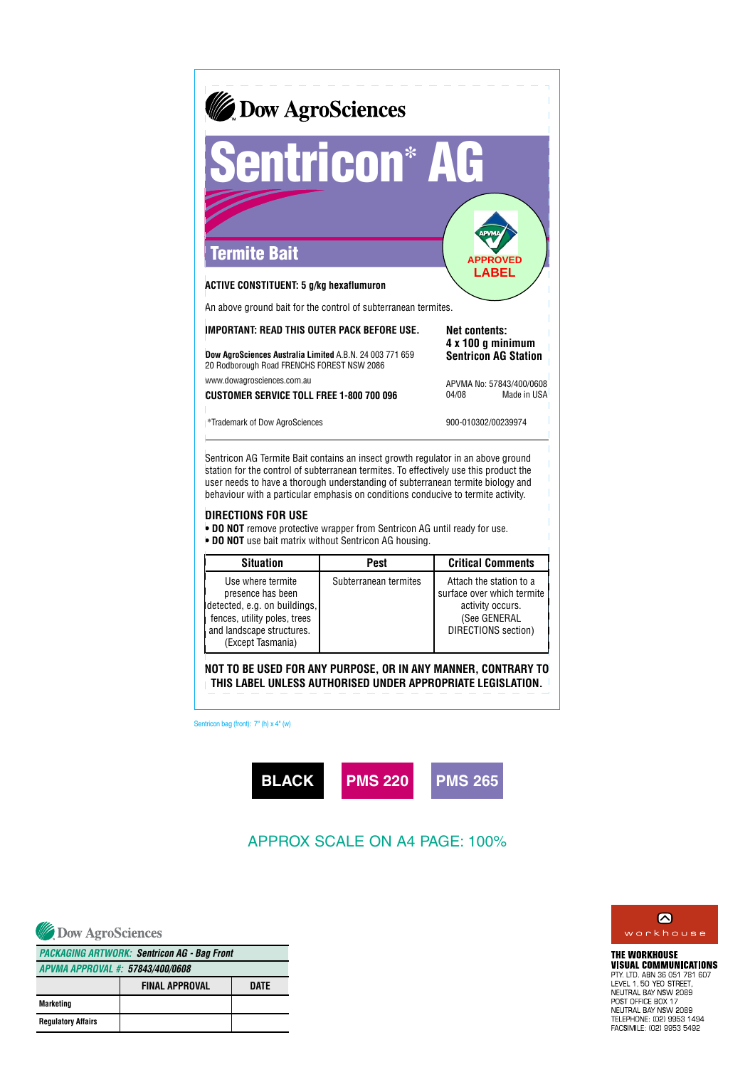Dow AgroSciences

# Sentricon* AG

## Termite Bait

APVMA APPROVED LABEL

**ACTIVE CONSTITUENT: 5 g/kg hexaflumuron**

An above ground bait for the control of subterranean termites.

**IMPORTANT: READ THIS OUTER PACK BEFORE USE.**

**Net contents:**
**4 x 100 g minimum**
**Sentricon AG Station**

**Dow AgroSciences Australia Limited** A.B.N. 24 003 771 659
20 Rodborough Road FRENCHS FOREST NSW 2086

www.dowagrosciences.com.au

**CUSTOMER SERVICE TOLL FREE 1-800 700 096**

APVMA No: 57843/400/0608
04/08 Made in USA

*Trademark of Dow AgroSciences

900-010302/00239974

Sentricon AG Termite Bait contains an insect growth regulator in an above ground station for the control of subterranean termites. To effectively use this product the user needs to have a thorough understanding of subterranean termite biology and behaviour with a particular emphasis on conditions conducive to termite activity.

### DIRECTIONS FOR USE

- **DO NOT** remove protective wrapper from Sentricon AG until ready for use.
- **DO NOT** use bait matrix without Sentricon AG housing.

| Situation | Pest | Critical Comments |
|---|---|---|
| Use where termite presence has been detected, e.g. on buildings, fences, utility poles, trees and landscape structures. (Except Tasmania) | Subterranean termites | Attach the station to a surface over which termite activity occurs. (See GENERAL DIRECTIONS section) |

**NOT TO BE USED FOR ANY PURPOSE, OR IN ANY MANNER, CONTRARY TO THIS LABEL UNLESS AUTHORISED UNDER APPROPRIATE LEGISLATION.**

Sentricon bag (front): 7" (h) x 4" (w)

BLACK | PMS 220 | PMS 265

APPROX SCALE ON A4 PAGE: 100%

Dow AgroSciences

| *PACKAGING ARTWORK: Sentricon AG - Bag Front* | | |
|---|---|---|
| *APVMA APPROVAL #: 57843/400/0608* | | |
| | FINAL APPROVAL | DATE |
| Marketing | | |
| Regulatory Affairs | | |

workhouse

**THE WORKHOUSE VISUAL COMMUNICATIONS**
PTY. LTD. ABN 36 051 781 607
LEVEL 1, 50 YEO STREET,
NEUTRAL BAY NSW 2089
POST OFFICE BOX 17
NEUTRAL BAY NSW 2089
TELEPHONE: (02) 9953 1494
FACSIMILE: (02) 9953 5492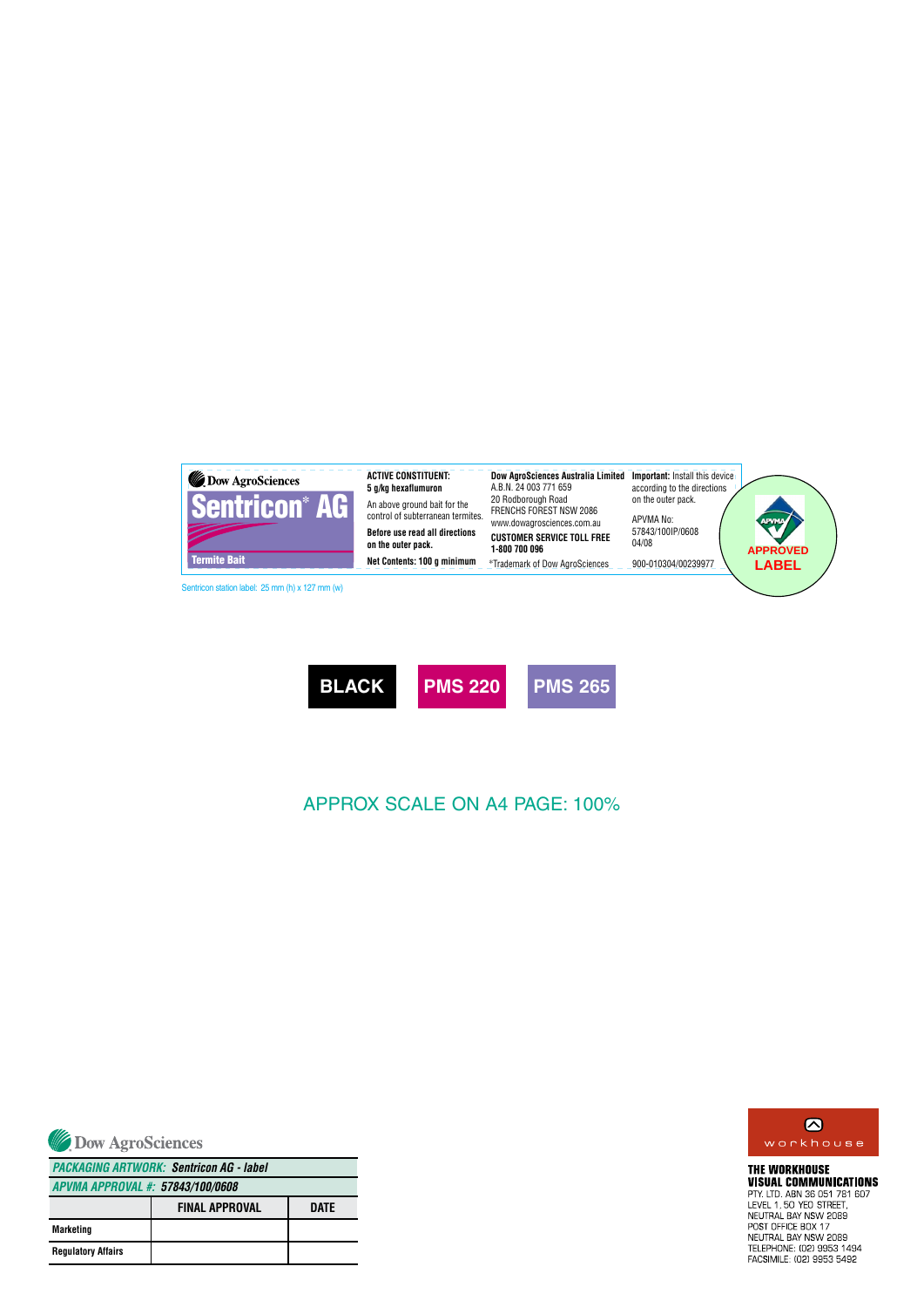Dow AgroSciences

**Sentricon* AG**

Termite Bait

**ACTIVE CONSTITUENT:**
**5 g/kg hexaflumuron**

An above ground bait for the control of subterranean termites.

**Before use read all directions on the outer pack.**

**Net Contents: 100 g minimum**

**Dow AgroSciences Australia Limited**
A.B.N. 24 003 771 659
20 Rodborough Road
FRENCHS FOREST NSW 2086
www.dowagrosciences.com.au

**CUSTOMER SERVICE TOLL FREE 1-800 700 096**

*Trademark of Dow AgroSciences

**Important:** Install this device according to the directions on the outer pack.

APVMA No:
57843/100IP/0608
04/08

900-010304/00239977

APVMA APPROVED LABEL

Sentricon station label: 25 mm (h) x 127 mm (w)

BLACK | PMS 220 | PMS 265

APPROX SCALE ON A4 PAGE: 100%

Dow AgroSciences

| *PACKAGING ARTWORK: Sentricon AG - label* | | |
|---|---|---|
| *APVMA APPROVAL #: 57843/100/0608* | | |
| | **FINAL APPROVAL** | **DATE** |
| **Marketing** | | |
| **Regulatory Affairs** | | |

workhouse

**THE WORKHOUSE VISUAL COMMUNICATIONS**
PTY. LTD. ABN 36 051 781 607
LEVEL 1, 50 YEO STREET,
NEUTRAL BAY NSW 2089
POST OFFICE BOX 17
NEUTRAL BAY NSW 2089
TELEPHONE: (02) 9953 1494
FACSIMILE: (02) 9953 5492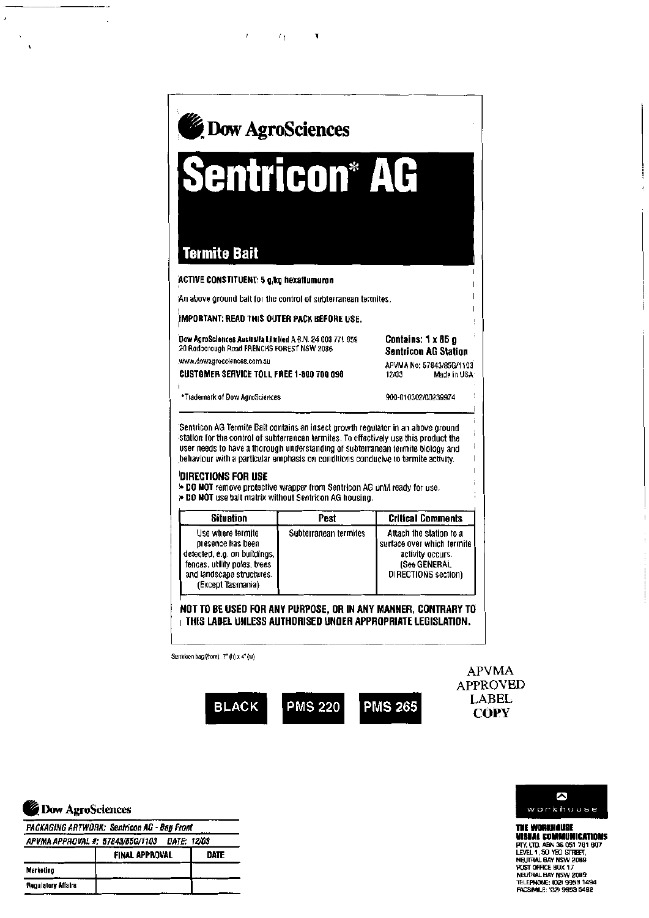Dow AgroSciences

# Sentricon* AG

## Termite Bait

**ACTIVE CONSTITUENT: 5 g/kg hexaflumuron**

An above ground bait for the control of subterranean termites.

**IMPORTANT: READ THIS OUTER PACK BEFORE USE.**

Dow AgroSciences Australia Limited A.B.N. 24 003 771 659
20 Rodborough Road FRENCHS FOREST NSW 2086
www.dowagrosciences.com.au
**CUSTOMER SERVICE TOLL FREE 1-800 700 096**

**Contains: 1 x 85 g Sentricon AG Station**

APVMA No: 57843/85G/1103
12/03 Made in USA

*Trademark of Dow AgroSciences

900-010302/00239974

Sentricon AG Termite Bait contains an insect growth regulator in an above ground station for the control of subterranean termites. To effectively use this product the user needs to have a thorough understanding of subterranean termite biology and behaviour with a particular emphasis on conditions conducive to termite activity.

### DIRECTIONS FOR USE

- **DO NOT** remove protective wrapper from Sentricon AG until ready for use.
- **DO NOT** use bait matrix without Sentricon AG housing.

| Situation | Pest | Critical Comments |
|---|---|---|
| Use where termite presence has been detected, e.g. on buildings, fences, utility poles, trees and landscape structures. (Except Tasmania) | Subterranean termites | Attach the station to a surface over which termite activity occurs. (See GENERAL DIRECTIONS section) |

**NOT TO BE USED FOR ANY PURPOSE, OR IN ANY MANNER, CONTRARY TO THIS LABEL UNLESS AUTHORISED UNDER APPROPRIATE LEGISLATION.**

Sentricon bag (front): 7" (h) x 4" (w)

BLACK PMS 220 PMS 265

APVMA APPROVED LABEL COPY

Dow AgroSciences

| *PACKAGING ARTWORK: Sentricon AG - Bag Front* | | |
|---|---|---|
| *APVMA APPROVAL #: 57843/85G/1103 DATE: 12/03* | | |
| | FINAL APPROVAL | DATE |
| Marketing | | |
| Regulatory Affairs | | |

workhouse

**THE WORKHOUSE VISUAL COMMUNICATIONS**
PTY. LTD. ABN 36 051 781 607
LEVEL 1, 50 YEO STREET,
NEUTRAL BAY NSW 2089
POST OFFICE BOX 17
NEUTRAL BAY NSW 2089
TELEPHONE: (02) 9953 1494
FACSIMILE: (02) 9953 5492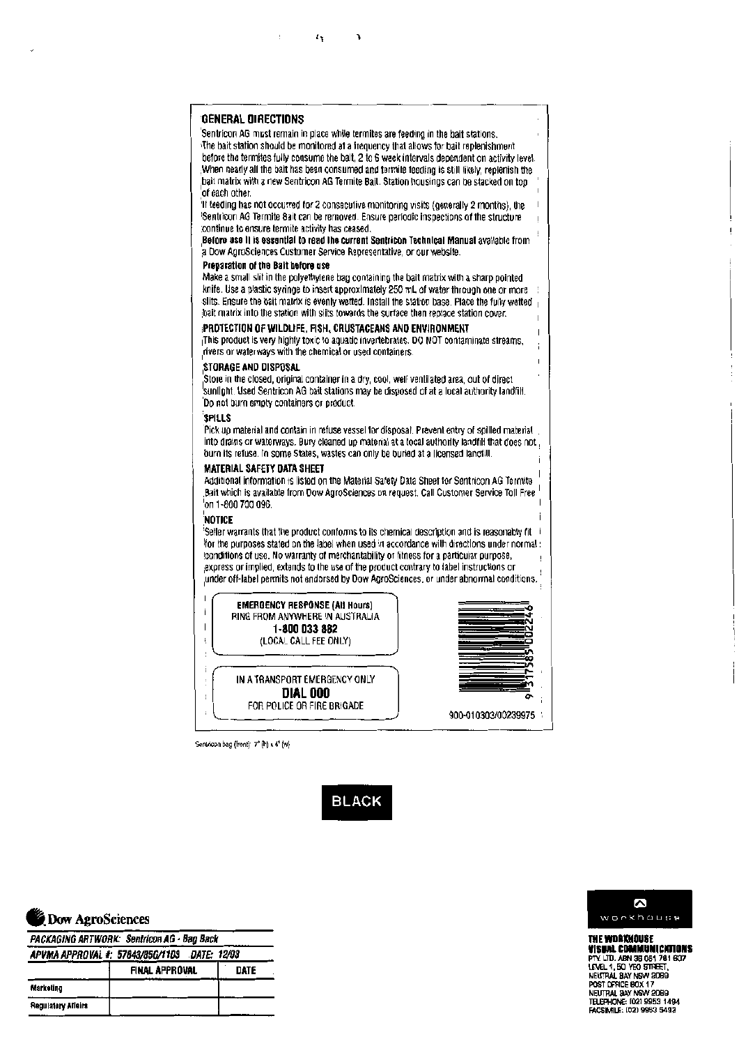## GENERAL DIRECTIONS

Sentricon AG must remain in place while termites are feeding in the bait stations.
The bait station should be monitored at a frequency that allows for bait replenishment before the termites fully consume the bait, 2 to 6 week intervals dependent on activity level. When nearly all the bait has been consumed and termite feeding is still likely, replenish the bait matrix with a new Sentricon AG Termite Bait. Station housings can be stacked on top of each other.
If feeding has not occurred for 2 consecutive monitoring visits (generally 2 months), the Sentricon AG Termite Bait can be removed. Ensure periodic inspections of the structure continue to ensure termite activity has ceased.
**Before use it is essential to read the current Sentricon Technical Manual** available from a Dow AgroSciences Customer Service Representative, or our website.

### Preparation of the Bait before use

Make a small slit in the polyethylene bag containing the bait matrix with a sharp pointed knife. Use a plastic syringe to insert approximately 250 mL of water through one or more slits. Ensure the bait matrix is evenly wetted. Install the station base. Place the fully wetted bait matrix into the station with slits towards the surface then replace station cover.

### PROTECTION OF WILDLIFE, FISH, CRUSTACEANS AND ENVIRONMENT

This product is very highly toxic to aquatic invertebrates. DO NOT contaminate streams, rivers or waterways with the chemical or used containers.

### STORAGE AND DISPOSAL

Store in the closed, original container in a dry, cool, well ventilated area, out of direct sunlight. Used Sentricon AG bait stations may be disposed of at a local authority landfill. Do not burn empty containers or product.

### SPILLS

Pick up material and contain in refuse vessel for disposal. Prevent entry of spilled material into drains or waterways. Bury cleaned up material at a local authority landfill that does not burn its refuse. In some States, wastes can only be buried at a licensed landfill.

### MATERIAL SAFETY DATA SHEET

Additional information is listed on the Material Safety Data Sheet for Sentricon AG Termite Bait which is available from Dow AgroSciences on request. Call Customer Service Toll Free on 1-800 700 096.

### NOTICE

Seller warrants that the product conforms to its chemical description and is reasonably fit for the purposes stated on the label when used in accordance with directions under normal conditions of use. No warranty of merchantability or fitness for a particular purpose, express or implied, extends to the use of the product contrary to label instructions or under off-label permits not endorsed by Dow AgroSciences, or under abnormal conditions.

**EMERGENCY RESPONSE (All Hours)**
RING FROM ANYWHERE IN AUSTRALIA
**1-800 033 882**
(LOCAL CALL FEE ONLY)

IN A TRANSPORT EMERGENCY ONLY
**DIAL 000**
FOR POLICE OR FIRE BRIGADE

9 317585 002246

900-010303/00239975

Sentricon bag (front): 7" (h) x 4" (w)

BLACK

Dow AgroSciences

| *PACKAGING ARTWORK: Sentricon AG - Bag Back* | | |
|---|---|---|
| *APVMA APPROVAL #: 57843/85G/1103 DATE: 12/03* | | |
| | FINAL APPROVAL | DATE |
| Marketing | | |
| Regulatory Affairs | | |

workhouse

**THE WORKHOUSE VISUAL COMMUNICATIONS**
PTY. LTD. ABN 38 051 761 607
LEVEL 1, 50 YEO STREET,
NEUTRAL BAY NSW 2089
POST OFFICE BOX 17
NEUTRAL BAY NSW 2089
TELEPHONE: (02) 9953 1494
FACSIMILE: (02) 9953 5493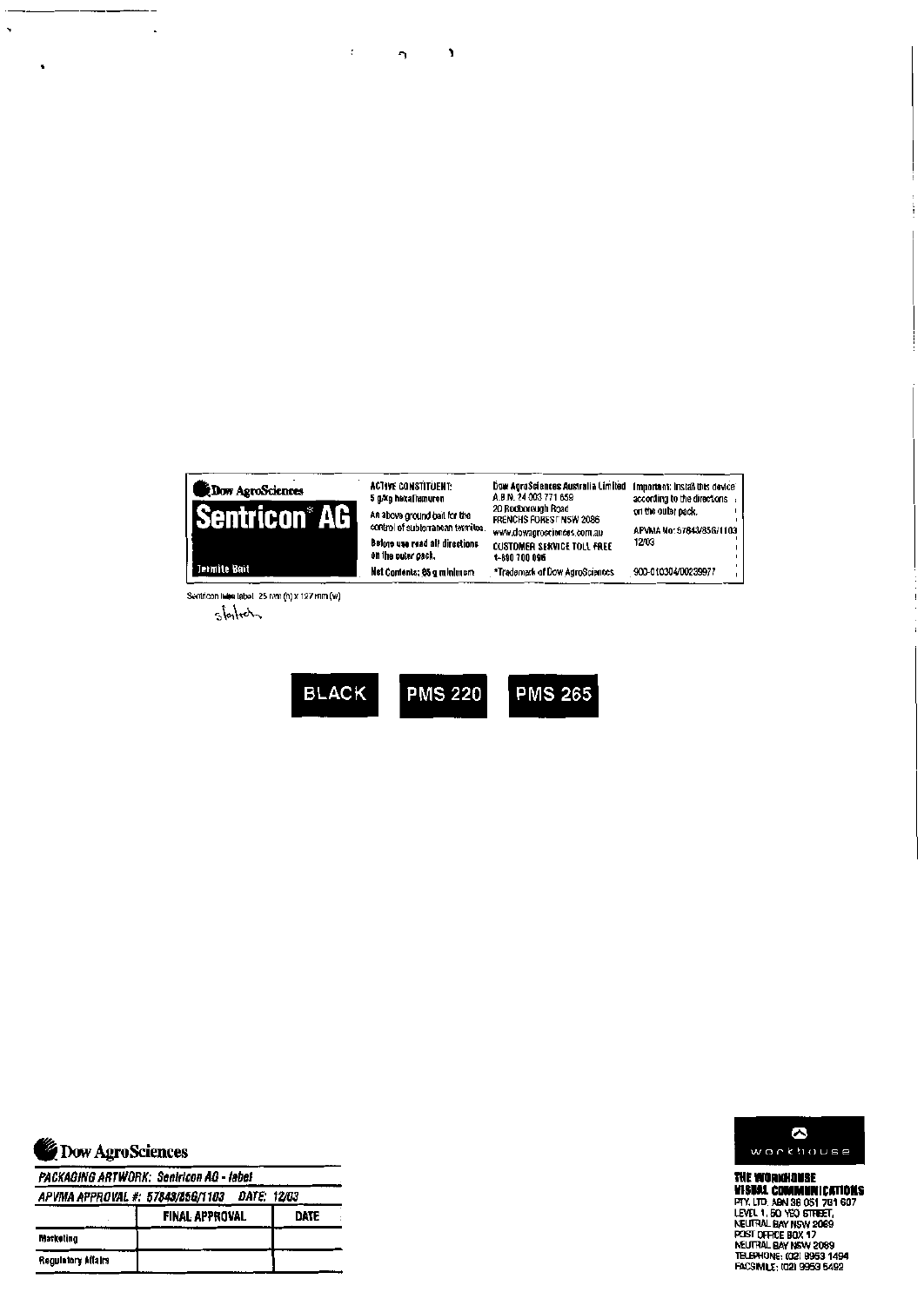Dow AgroSciences

**Sentricon® AG**

Termite Bait

**ACTIVE CONSTITUENT:**
5 g/kg hexaflumuron

An above ground bait for the control of subterranean termites.

**Before use read all directions on the outer pack.**

**Net Contents: 85 g minimum**

Dow AgroSciences Australia Limited
A.B.N. 24 003 771 659
20 Rodborough Road
FRENCHS FOREST NSW 2086
www.dowagrosciences.com.au
CUSTOMER SERVICE TOLL FREE
1-800 700 096

*Trademark of Dow AgroSciences

Important: Install this device according to the directions on the outer pack.

APVMA No: 57843/85G/1103
12/03

900-010304/00239977

Sentricon lid label 25 mm (h) x 127 mm (w)

stretch

BLACK PMS 220 PMS 265

Dow AgroSciences

| *PACKAGING ARTWORK: Sentricon AG - label* | | |
|---|---|---|
| *APVMA APPROVAL #: 57843/85G/1103 DATE: 12/03* | | |
| | FINAL APPROVAL | DATE |
| Marketing | | |
| Regulatory Affairs | | |

workhouse

**THE WORKHOUSE**
**VISUAL COMMUNICATIONS**
PTY. LTD. ABN 38 051 781 607
LEVEL 1, 50 YEO STREET,
NEUTRAL BAY NSW 2089
POST OFFICE BOX 17
NEUTRAL BAY NSW 2089
TELEPHONE: (02) 9953 1494
FACSIMILE: (02) 9953 5492